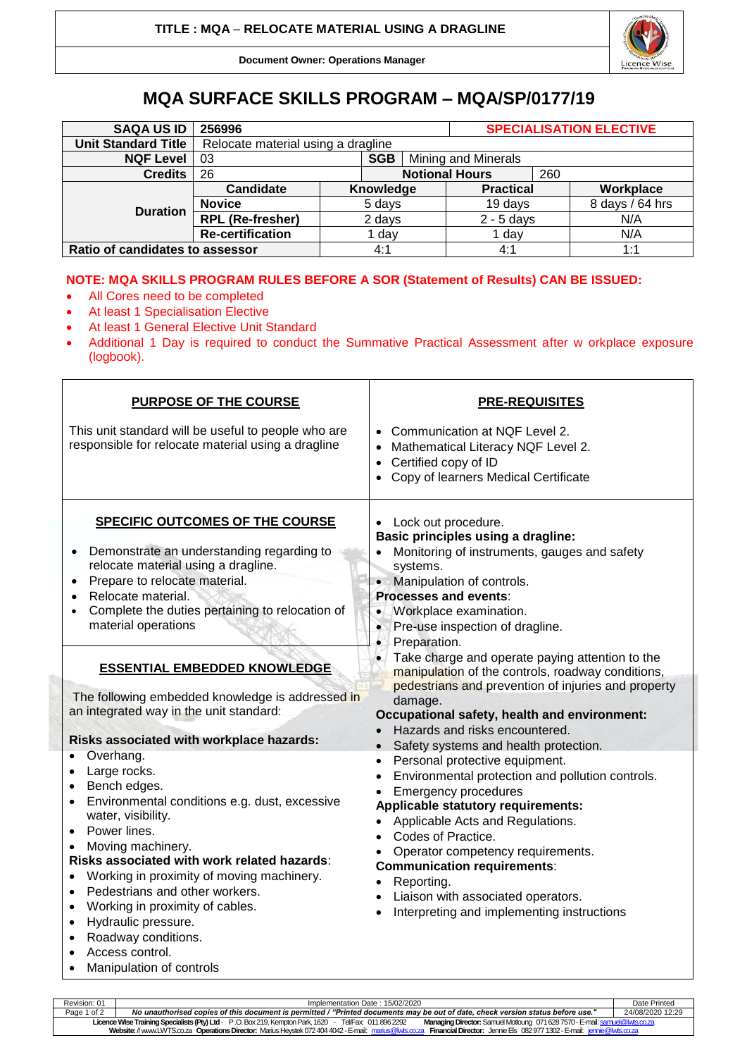TITLE : MQA – RELOCATE MATERIAL USING A DRAGLINE

Document Owner: Operations Manager

# MQA SURFACE SKILLS PROGRAM – MQA/SP/0177/19

| SAQA US ID | 256996 | | | SPECIALISATION ELECTIVE | |
|---|---|---|---|---|---|
| Unit Standard Title | Relocate material using a dragline | | | | |
| NQF Level | 03 | SGB | Mining and Minerals | | |
| Credits | 26 | Notional Hours | | 260 | |
| Duration | Candidate | Knowledge | Practical | | Workplace |
| | Novice | 5 days | 19 days | | 8 days / 64 hrs |
| | RPL (Re-fresher) | 2 days | 2 - 5 days | | N/A |
| | Re-certification | 1 day | 1 day | | N/A |
| Ratio of candidates to assessor | | 4:1 | 4:1 | | 1:1 |

**NOTE: MQA SKILLS PROGRAM RULES BEFORE A SOR (Statement of Results) CAN BE ISSUED:**

- All Cores need to be completed
- At least 1 Specialisation Elective
- At least 1 General Elective Unit Standard
- Additional 1 Day is required to conduct the Summative Practical Assessment after w orkplace exposure (logbook).

## PURPOSE OF THE COURSE

This unit standard will be useful to people who are responsible for relocate material using a dragline

## PRE-REQUISITES

- Communication at NQF Level 2.
- Mathematical Literacy NQF Level 2.
- Certified copy of ID
- Copy of learners Medical Certificate

## SPECIFIC OUTCOMES OF THE COURSE

- Demonstrate an understanding regarding to relocate material using a dragline.
- Prepare to relocate material.
- Relocate material.
- Complete the duties pertaining to relocation of material operations

## ESSENTIAL EMBEDDED KNOWLEDGE

The following embedded knowledge is addressed in an integrated way in the unit standard:

**Risks associated with workplace hazards:**

- Overhang.
- Large rocks.
- Bench edges.
- Environmental conditions e.g. dust, excessive water, visibility.
- Power lines.
- Moving machinery.

**Risks associated with work related hazards:**

- Working in proximity of moving machinery.
- Pedestrians and other workers.
- Working in proximity of cables.
- Hydraulic pressure.
- Roadway conditions.
- Access control.
- Manipulation of controls
- Lock out procedure.

**Basic principles using a dragline:**

- Monitoring of instruments, gauges and safety systems.
- Manipulation of controls.

**Processes and events:**

- Workplace examination.
- Pre-use inspection of dragline.
- Preparation.
- Take charge and operate paying attention to the manipulation of the controls, roadway conditions, pedestrians and prevention of injuries and property damage.

**Occupational safety, health and environment:**

- Hazards and risks encountered.
- Safety systems and health protection.
- Personal protective equipment.
- Environmental protection and pollution controls.
- Emergency procedures

**Applicable statutory requirements:**

- Applicable Acts and Regulations.
- Codes of Practice.
- Operator competency requirements.

**Communication requirements:**

- Reporting.
- Liaison with associated operators.
- Interpreting and implementing instructions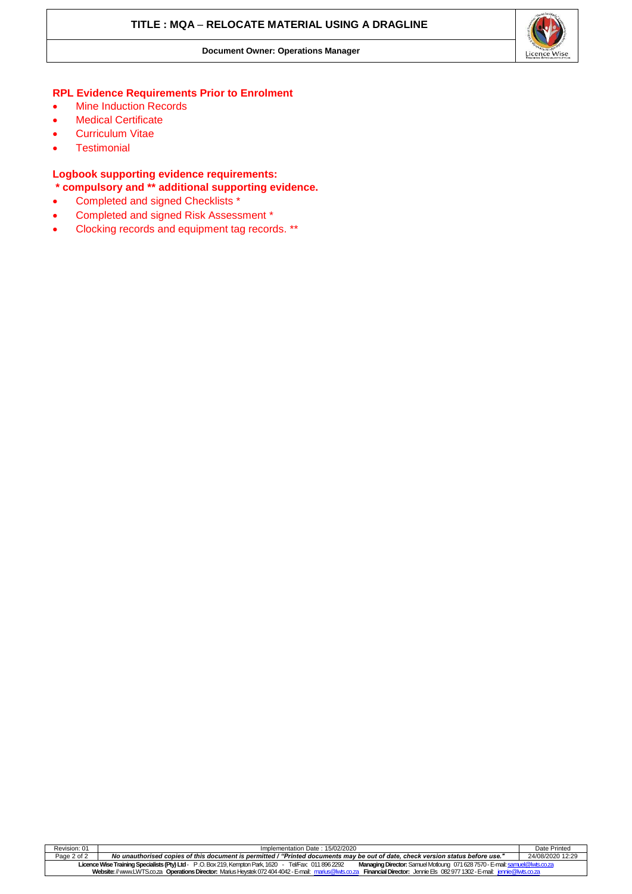### RPL Evidence Requirements Prior to Enrolment

- Mine Induction Records
- Medical Certificate
- Curriculum Vitae
- Testimonial

### Logbook supporting evidence requirements:
### * compulsory and ** additional supporting evidence.

- Completed and signed Checklists *
- Completed and signed Risk Assessment *
- Clocking records and equipment tag records. **